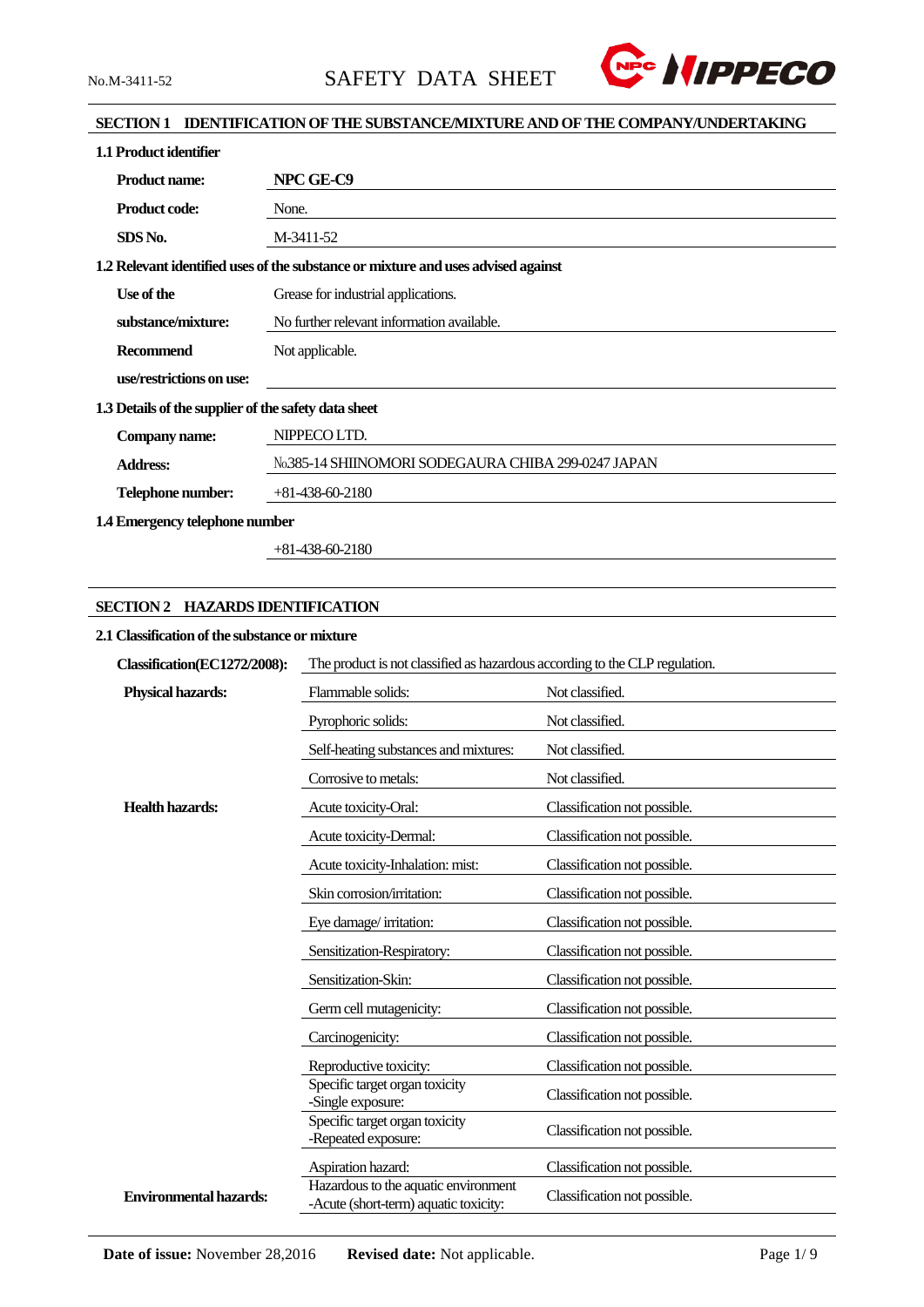# SAFETY DATA SHEET

No.M-3411-52

## SECTION 1 IDENTIFICATION OF THE SUBSTANCE/MIXTURE AND OF THE COMPANY/UNDERTAKING

### 1.1 Product identifier

| | |
|---|---|
| **Product name:** | **NPC GE-C9** |
| **Product code:** | None. |
| **SDS No.** | M-3411-52 |

### 1.2 Relevant identified uses of the substance or mixture and uses advised against

| | |
|---|---|
| **Use of the substance/mixture:** | Grease for industrial applications. No further relevant information available. |
| **Recommend use/restrictions on use:** | Not applicable. |

### 1.3 Details of the supplier of the safety data sheet

| | |
|---|---|
| **Company name:** | NIPPECO LTD. |
| **Address:** | №385-14 SHIINOMORI SODEGAURA CHIBA 299-0247 JAPAN |
| **Telephone number:** | +81-438-60-2180 |

### 1.4 Emergency telephone number

+81-438-60-2180

## SECTION 2 HAZARDS IDENTIFICATION

### 2.1 Classification of the substance or mixture

**Classification(EC1272/2008):** The product is not classified as hazardous according to the CLP regulation.

| | | |
|---|---|---|
| **Physical hazards:** | Flammable solids: | Not classified. |
| | Pyrophoric solids: | Not classified. |
| | Self-heating substances and mixtures: | Not classified. |
| | Corrosive to metals: | Not classified. |
| **Health hazards:** | Acute toxicity-Oral: | Classification not possible. |
| | Acute toxicity-Dermal: | Classification not possible. |
| | Acute toxicity-Inhalation: mist: | Classification not possible. |
| | Skin corrosion/irritation: | Classification not possible. |
| | Eye damage/ irritation: | Classification not possible. |
| | Sensitization-Respiratory: | Classification not possible. |
| | Sensitization-Skin: | Classification not possible. |
| | Germ cell mutagenicity: | Classification not possible. |
| | Carcinogenicity: | Classification not possible. |
| | Reproductive toxicity: | Classification not possible. |
| | Specific target organ toxicity -Single exposure: | Classification not possible. |
| | Specific target organ toxicity -Repeated exposure: | Classification not possible. |
| | Aspiration hazard: | Classification not possible. |
| **Environmental hazards:** | Hazardous to the aquatic environment -Acute (short-term) aquatic toxicity: | Classification not possible. |

**Date of issue:** November 28,2016 **Revised date:** Not applicable.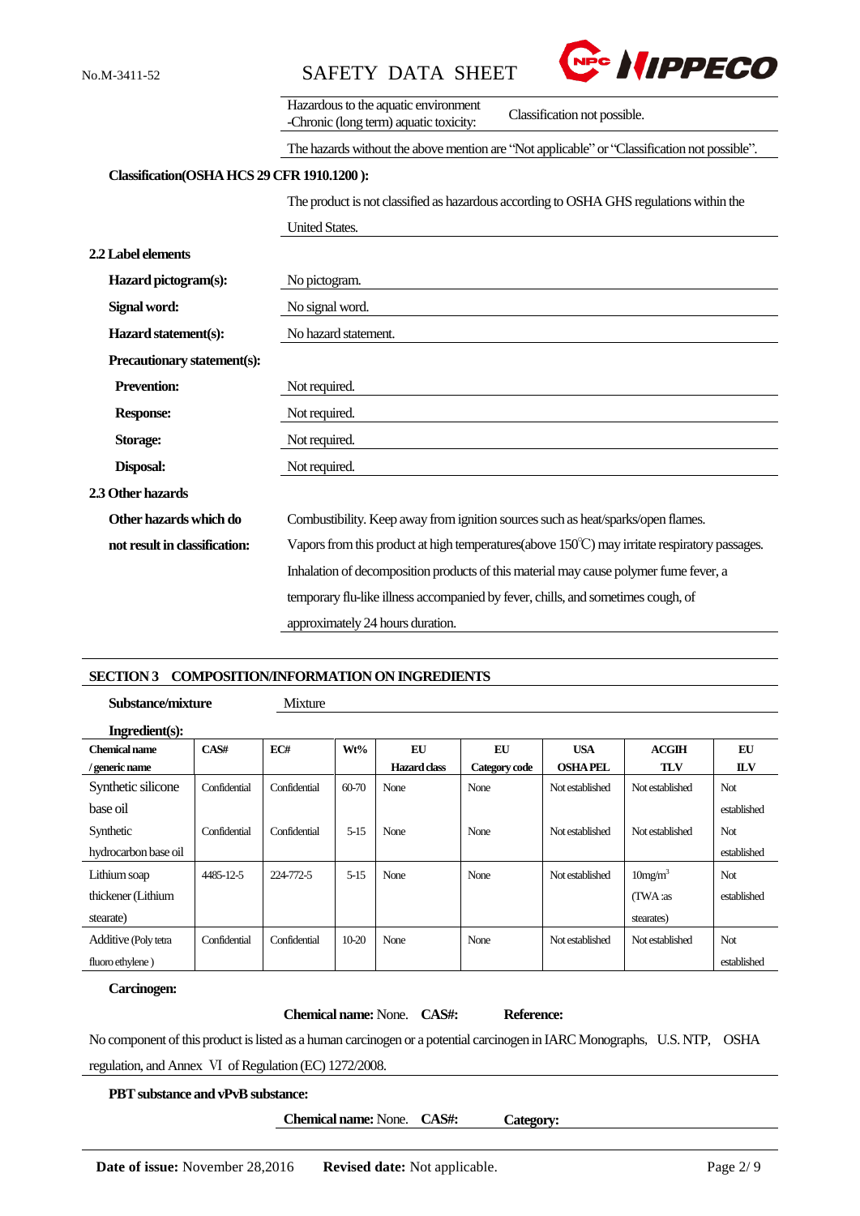| | |
|---|---|
| Hazardous to the aquatic environment -Chronic (long term) aquatic toxicity: | Classification not possible. |

The hazards without the above mention are "Not applicable" or "Classification not possible".

**Classification(OSHA HCS 29 CFR 1910.1200 ):**

The product is not classified as hazardous according to OSHA GHS regulations within the United States.

**2.2 Label elements**

**Hazard pictogram(s):** No pictogram.

**Signal word:** No signal word.

**Hazard statement(s):** No hazard statement.

**Precautionary statement(s):**

**Prevention:** Not required.

**Response:** Not required.

**Storage:** Not required.

**Disposal:** Not required.

**2.3 Other hazards**

**Other hazards which do not result in classification:** Combustibility. Keep away from ignition sources such as heat/sparks/open flames. Vapors from this product at high temperatures(above 150℃) may irritate respiratory passages. Inhalation of decomposition products of this material may cause polymer fume fever, a temporary flu-like illness accompanied by fever, chills, and sometimes cough, of approximately 24 hours duration.

## SECTION 3 COMPOSITION/INFORMATION ON INGREDIENTS

**Substance/mixture** Mixture

**Ingredient(s):**

| Chemical name / generic name | CAS# | EC# | Wt% | EU Hazard class | EU Category code | USA OSHA PEL | ACGIH TLV | EU ILV |
|---|---|---|---|---|---|---|---|---|
| Synthetic silicone base oil | Confidential | Confidential | 60-70 | None | None | Not established | Not established | Not established |
| Synthetic hydrocarbon base oil | Confidential | Confidential | 5-15 | None | None | Not established | Not established | Not established |
| Lithium soap thickener (Lithium stearate) | 4485-12-5 | 224-772-5 | 5-15 | None | None | Not established | 10mg/m$^3$ (TWA :as stearates) | Not established |
| Additive (Poly tetra fluoro ethylene ) | Confidential | Confidential | 10-20 | None | None | Not established | Not established | Not established |

**Carcinogen:**

**Chemical name:** None. **CAS#:** **Reference:**

No component of this product is listed as a human carcinogen or a potential carcinogen in IARC Monographs, U.S. NTP, OSHA regulation, and Annex Ⅵ of Regulation (EC) 1272/2008.

**PBT substance and vPvB substance:**

**Chemical name:** None. **CAS#:** **Category:**

**Date of issue:** November 28,2016 **Revised date:** Not applicable.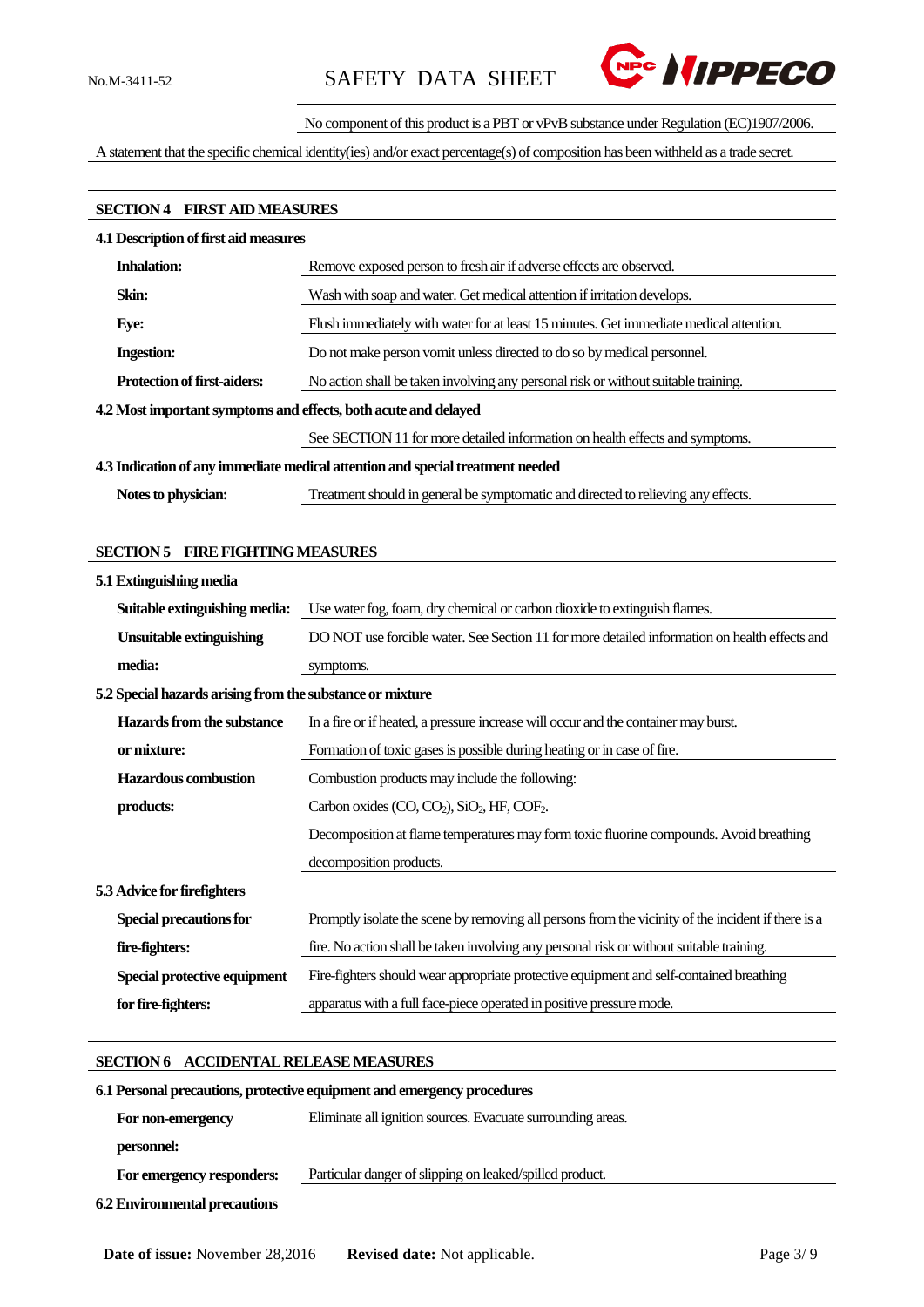No component of this product is a PBT or vPvB substance under Regulation (EC)1907/2006.

A statement that the specific chemical identity(ies) and/or exact percentage(s) of composition has been withheld as a trade secret.

## SECTION 4 FIRST AID MEASURES

### 4.1 Description of first aid measures

| | |
|---|---|
| **Inhalation:** | Remove exposed person to fresh air if adverse effects are observed. |
| **Skin:** | Wash with soap and water. Get medical attention if irritation develops. |
| **Eye:** | Flush immediately with water for at least 15 minutes. Get immediate medical attention. |
| **Ingestion:** | Do not make person vomit unless directed to do so by medical personnel. |
| **Protection of first-aiders:** | No action shall be taken involving any personal risk or without suitable training. |

### 4.2 Most important symptoms and effects, both acute and delayed

See SECTION 11 for more detailed information on health effects and symptoms.

### 4.3 Indication of any immediate medical attention and special treatment needed

| | |
|---|---|
| **Notes to physician:** | Treatment should in general be symptomatic and directed to relieving any effects. |

## SECTION 5 FIRE FIGHTING MEASURES

### 5.1 Extinguishing media

| | |
|---|---|
| **Suitable extinguishing media:** | Use water fog, foam, dry chemical or carbon dioxide to extinguish flames. |
| **Unsuitable extinguishing media:** | DO NOT use forcible water. See Section 11 for more detailed information on health effects and symptoms. |

### 5.2 Special hazards arising from the substance or mixture

| | |
|---|---|
| **Hazards from the substance or mixture:** | In a fire or if heated, a pressure increase will occur and the container may burst. Formation of toxic gases is possible during heating or in case of fire. |
| **Hazardous combustion products:** | Combustion products may include the following: Carbon oxides ($CO$, $CO_2$), $SiO_2$, HF, $COF_2$. Decomposition at flame temperatures may form toxic fluorine compounds. Avoid breathing decomposition products. |

### 5.3 Advice for firefighters

| | |
|---|---|
| **Special precautions for fire-fighters:** | Promptly isolate the scene by removing all persons from the vicinity of the incident if there is a fire. No action shall be taken involving any personal risk or without suitable training. |
| **Special protective equipment for fire-fighters:** | Fire-fighters should wear appropriate protective equipment and self-contained breathing apparatus with a full face-piece operated in positive pressure mode. |

## SECTION 6 ACCIDENTAL RELEASE MEASURES

### 6.1 Personal precautions, protective equipment and emergency procedures

| | |
|---|---|
| **For non-emergency personnel:** | Eliminate all ignition sources. Evacuate surrounding areas. |
| **For emergency responders:** | Particular danger of slipping on leaked/spilled product. |

### 6.2 Environmental precautions

**Date of issue:** November 28,2016 **Revised date:** Not applicable.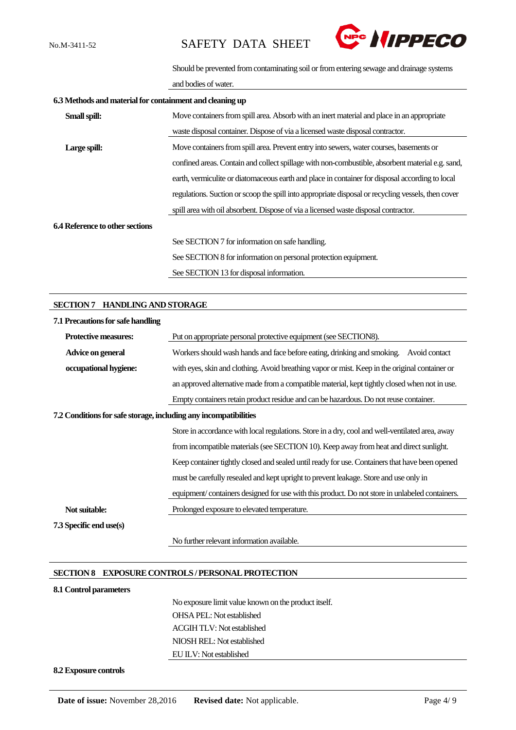Should be prevented from contaminating soil or from entering sewage and drainage systems and bodies of water.

**6.3 Methods and material for containment and cleaning up**

| | |
|---|---|
| **Small spill:** | Move containers from spill area. Absorb with an inert material and place in an appropriate waste disposal container. Dispose of via a licensed waste disposal contractor. |
| **Large spill:** | Move containers from spill area. Prevent entry into sewers, water courses, basements or confined areas. Contain and collect spillage with non-combustible, absorbent material e.g. sand, earth, vermiculite or diatomaceous earth and place in container for disposal according to local regulations. Suction or scoop the spill into appropriate disposal or recycling vessels, then cover spill area with oil absorbent. Dispose of via a licensed waste disposal contractor. |

**6.4 Reference to other sections**

See SECTION 7 for information on safe handling.
See SECTION 8 for information on personal protection equipment.
See SECTION 13 for disposal information.

## SECTION 7 HANDLING AND STORAGE

**7.1 Precautions for safe handling**

| | |
|---|---|
| **Protective measures:** | Put on appropriate personal protective equipment (see SECTION8). |
| **Advice on general occupational hygiene:** | Workers should wash hands and face before eating, drinking and smoking. Avoid contact with eyes, skin and clothing. Avoid breathing vapor or mist. Keep in the original container or an approved alternative made from a compatible material, kept tightly closed when not in use. Empty containers retain product residue and can be hazardous. Do not reuse container. |

**7.2 Conditions for safe storage, including any incompatibilities**

Store in accordance with local regulations. Store in a dry, cool and well-ventilated area, away from incompatible materials (see SECTION 10). Keep away from heat and direct sunlight. Keep container tightly closed and sealed until ready for use. Containers that have been opened must be carefully resealed and kept upright to prevent leakage. Store and use only in equipment/ containers designed for use with this product. Do not store in unlabeled containers.

| | |
|---|---|
| **Not suitable:** | Prolonged exposure to elevated temperature. |

**7.3 Specific end use(s)**

No further relevant information available.

## SECTION 8 EXPOSURE CONTROLS / PERSONAL PROTECTION

**8.1 Control parameters**

No exposure limit value known on the product itself.
OHSA PEL: Not established
ACGIH TLV: Not established
NIOSH REL: Not established
EU ILV: Not established

**8.2 Exposure controls**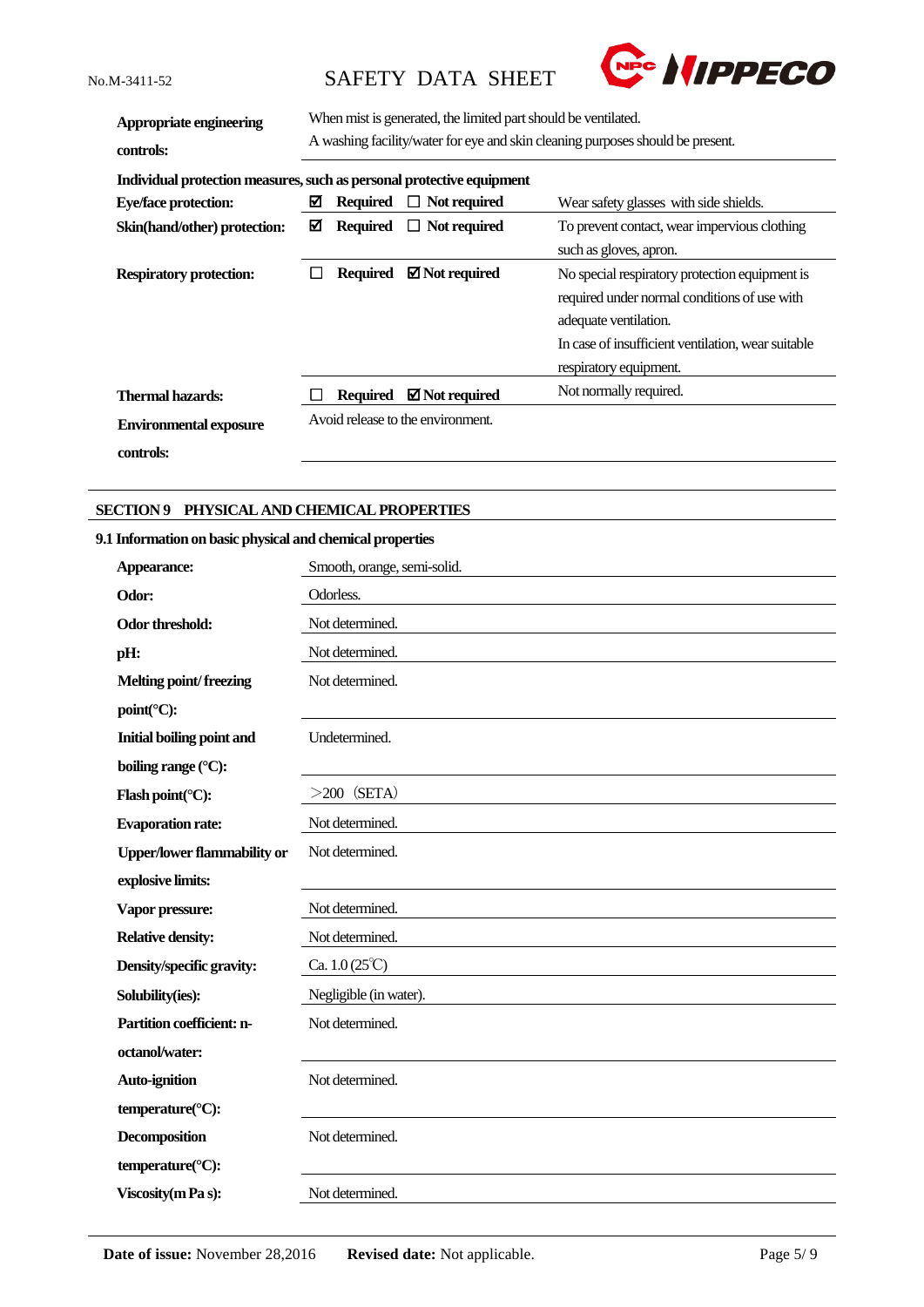| | |
|---|---|
| **Appropriate engineering controls:** | When mist is generated, the limited part should be ventilated. A washing facility/water for eye and skin cleaning purposes should be present. |

**Individual protection measures, such as personal protective equipment**

| | | |
|---|---|---|
| **Eye/face protection:** | ☑ **Required** ☐ **Not required** | Wear safety glasses with side shields. |
| **Skin(hand/other) protection:** | ☑ **Required** ☐ **Not required** | To prevent contact, wear impervious clothing such as gloves, apron. |
| **Respiratory protection:** | ☐ **Required** ☑ **Not required** | No special respiratory protection equipment is required under normal conditions of use with adequate ventilation. In case of insufficient ventilation, wear suitable respiratory equipment. |
| **Thermal hazards:** | ☐ **Required** ☑ **Not required** | Not normally required. |
| **Environmental exposure controls:** | Avoid release to the environment. | |

## SECTION 9 PHYSICAL AND CHEMICAL PROPERTIES

### 9.1 Information on basic physical and chemical properties

| | |
|---|---|
| **Appearance:** | Smooth, orange, semi-solid. |
| **Odor:** | Odorless. |
| **Odor threshold:** | Not determined. |
| **pH:** | Not determined. |
| **Melting point/ freezing point(°C):** | Not determined. |
| **Initial boiling point and boiling range (°C):** | Undetermined. |
| **Flash point(°C):** | ＞200 （SETA） |
| **Evaporation rate:** | Not determined. |
| **Upper/lower flammability or explosive limits:** | Not determined. |
| **Vapor pressure:** | Not determined. |
| **Relative density:** | Not determined. |
| **Density/specific gravity:** | Ca. 1.0 (25℃) |
| **Solubility(ies):** | Negligible (in water). |
| **Partition coefficient: n-octanol/water:** | Not determined. |
| **Auto-ignition temperature(°C):** | Not determined. |
| **Decomposition temperature(°C):** | Not determined. |
| **Viscosity(m Pa s):** | Not determined. |

**Date of issue:** November 28,2016 **Revised date:** Not applicable.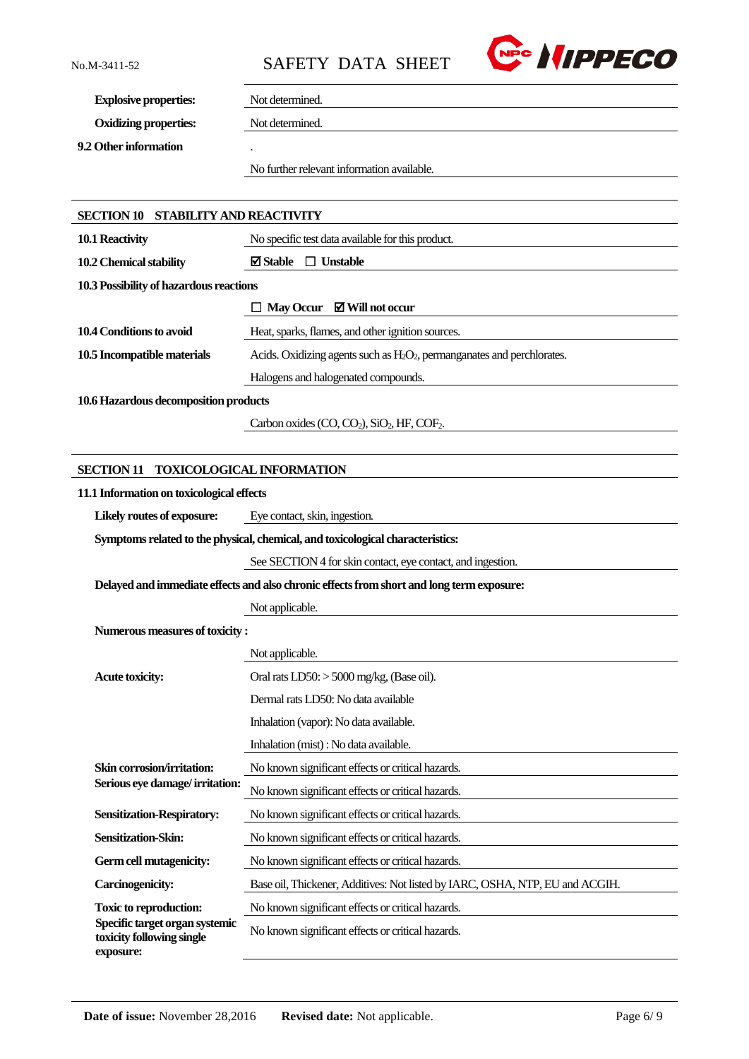| | |
|---|---|
| **Explosive properties:** | Not determined. |
| **Oxidizing properties:** | Not determined. |

**9.2 Other information**

.

No further relevant information available.

## SECTION 10 STABILITY AND REACTIVITY

| | |
|---|---|
| **10.1 Reactivity** | No specific test data available for this product. |
| **10.2 Chemical stability** | ☑ **Stable** ☐ **Unstable** |

**10.3 Possibility of hazardous reactions**

☐ **May Occur** ☑ **Will not occur**

| | |
|---|---|
| **10.4 Conditions to avoid** | Heat, sparks, flames, and other ignition sources. |
| **10.5 Incompatible materials** | Acids. Oxidizing agents such as $H_2O_2$, permanganates and perchlorates. |
| | Halogens and halogenated compounds. |

**10.6 Hazardous decomposition products**

Carbon oxides (CO, $CO_2$), $SiO_2$, HF, $COF_2$.

## SECTION 11 TOXICOLOGICAL INFORMATION

**11.1 Information on toxicological effects**

**Likely routes of exposure:** Eye contact, skin, ingestion.

**Symptoms related to the physical, chemical, and toxicological characteristics:**

See SECTION 4 for skin contact, eye contact, and ingestion.

**Delayed and immediate effects and also chronic effects from short and long term exposure:**

Not applicable.

**Numerous measures of toxicity :**

Not applicable.

| | |
|---|---|
| **Acute toxicity:** | Oral rats LD50: > 5000 mg/kg, (Base oil). |
| | Dermal rats LD50: No data available |
| | Inhalation (vapor): No data available. |
| | Inhalation (mist) : No data available. |
| **Skin corrosion/irritation:** | No known significant effects or critical hazards. |
| **Serious eye damage/ irritation:** | No known significant effects or critical hazards. |
| **Sensitization-Respiratory:** | No known significant effects or critical hazards. |
| **Sensitization-Skin:** | No known significant effects or critical hazards. |
| **Germ cell mutagenicity:** | No known significant effects or critical hazards. |
| **Carcinogenicity:** | Base oil, Thickener, Additives: Not listed by IARC, OSHA, NTP, EU and ACGIH. |
| **Toxic to reproduction:** | No known significant effects or critical hazards. |
| **Specific target organ systemic toxicity following single exposure:** | No known significant effects or critical hazards. |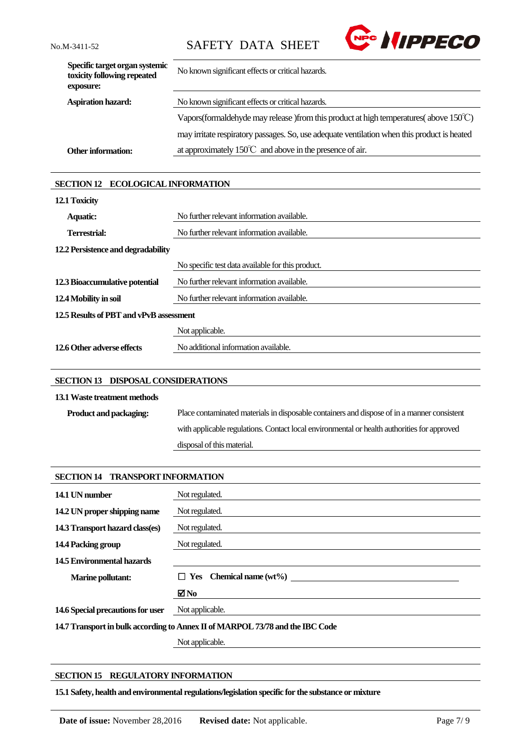| | |
|---|---|
| **Specific target organ systemic toxicity following repeated exposure:** | No known significant effects or critical hazards. |
| **Aspiration hazard:** | No known significant effects or critical hazards. |
| **Other information:** | Vapors(formaldehyde may release )from this product at high temperatures( above 150℃) may irritate respiratory passages. So, use adequate ventilation when this product is heated at approximately 150℃ and above in the presence of air. |

## SECTION 12 ECOLOGICAL INFORMATION

**12.1 Toxicity**

| | |
|---|---|
| **Aquatic:** | No further relevant information available. |
| **Terrestrial:** | No further relevant information available. |

**12.2 Persistence and degradability**

No specific test data available for this product.

| | |
|---|---|
| **12.3 Bioaccumulative potential** | No further relevant information available. |
| **12.4 Mobility in soil** | No further relevant information available. |

**12.5 Results of PBT and vPvB assessment**

Not applicable.

| | |
|---|---|
| **12.6 Other adverse effects** | No additional information available. |

## SECTION 13 DISPOSAL CONSIDERATIONS

**13.1 Waste treatment methods**

| | |
|---|---|
| **Product and packaging:** | Place contaminated materials in disposable containers and dispose of in a manner consistent with applicable regulations. Contact local environmental or health authorities for approved disposal of this material. |

## SECTION 14 TRANSPORT INFORMATION

| | |
|---|---|
| **14.1 UN number** | Not regulated. |
| **14.2 UN proper shipping name** | Not regulated. |
| **14.3 Transport hazard class(es)** | Not regulated. |
| **14.4 Packing group** | Not regulated. |

**14.5 Environmental hazards**

| | |
|---|---|
| **Marine pollutant:** | ☐ **Yes** **Chemical name (wt%)** ______ |
| | ☑ **No** |
| **14.6 Special precautions for user** | Not applicable. |

**14.7 Transport in bulk according to Annex II of MARPOL 73/78 and the IBC Code**

Not applicable.

## SECTION 15 REGULATORY INFORMATION

**15.1 Safety, health and environmental regulations/legislation specific for the substance or mixture**

**Date of issue:** November 28,2016 **Revised date:** Not applicable.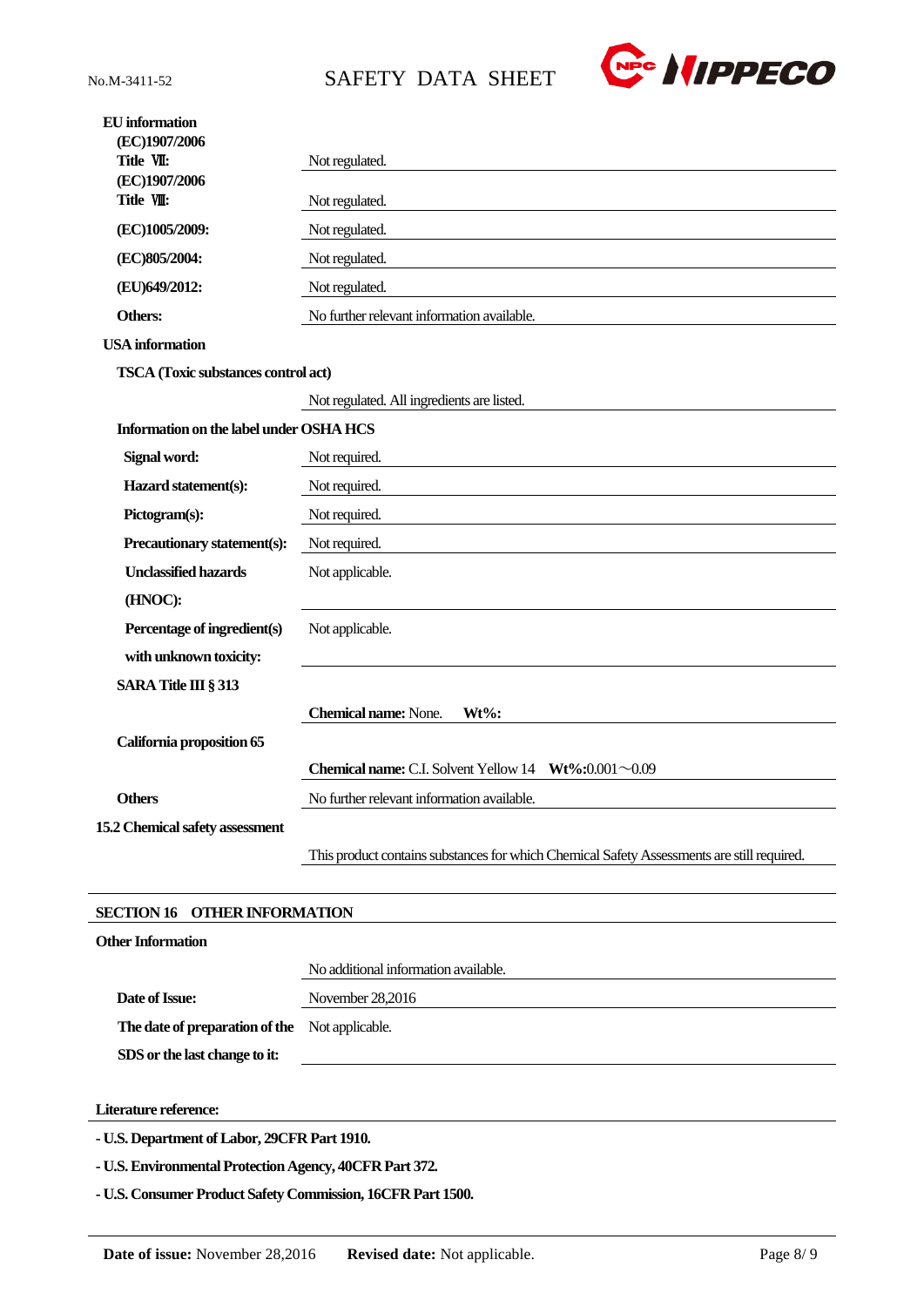**EU information**

| | |
|---|---|
| **(EC)1907/2006 Title Ⅶ:** | Not regulated. |
| **(EC)1907/2006 Title Ⅷ:** | Not regulated. |
| **(EC)1005/2009:** | Not regulated. |
| **(EC)805/2004:** | Not regulated. |
| **(EU)649/2012:** | Not regulated. |
| **Others:** | No further relevant information available. |

**USA information**

**TSCA (Toxic substances control act)**

Not regulated. All ingredients are listed.

**Information on the label under OSHA HCS**

| | |
|---|---|
| **Signal word:** | Not required. |
| **Hazard statement(s):** | Not required. |
| **Pictogram(s):** | Not required. |
| **Precautionary statement(s):** | Not required. |
| **Unclassified hazards (HNOC):** | Not applicable. |
| **Percentage of ingredient(s) with unknown toxicity:** | Not applicable. |

**SARA Title III § 313**

**Chemical name:** None. **Wt%:**

**California proposition 65**

**Chemical name:** C.I. Solvent Yellow 14 **Wt%:**0.001～0.09

**Others**

No further relevant information available.

**15.2 Chemical safety assessment**

This product contains substances for which Chemical Safety Assessments are still required.

## SECTION 16 OTHER INFORMATION

**Other Information**

No additional information available.

| | |
|---|---|
| **Date of Issue:** | November 28,2016 |
| **The date of preparation of the SDS or the last change to it:** | Not applicable. |

**Literature reference:**

- **U.S. Department of Labor, 29CFR Part 1910.**
- **U.S. Environmental Protection Agency, 40CFR Part 372.**
- **U.S. Consumer Product Safety Commission, 16CFR Part 1500.**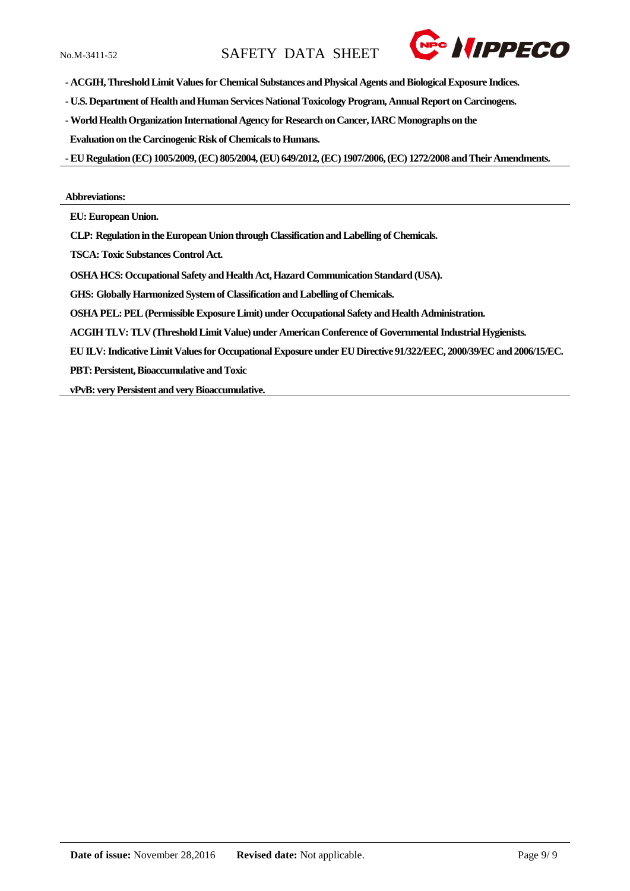- **ACGIH, Threshold Limit Values for Chemical Substances and Physical Agents and Biological Exposure Indices.**
- **U.S. Department of Health and Human Services National Toxicology Program, Annual Report on Carcinogens.**
- **World Health Organization International Agency for Research on Cancer, IARC Monographs on the Evaluation on the Carcinogenic Risk of Chemicals to Humans.**
- **EU Regulation (EC) 1005/2009, (EC) 805/2004, (EU) 649/2012, (EC) 1907/2006, (EC) 1272/2008 and Their Amendments.**

**Abbreviations:**

**EU: European Union.**

**CLP: Regulation in the European Union through Classification and Labelling of Chemicals.**

**TSCA: Toxic Substances Control Act.**

**OSHA HCS: Occupational Safety and Health Act, Hazard Communication Standard (USA).**

**GHS: Globally Harmonized System of Classification and Labelling of Chemicals.**

**OSHA PEL: PEL (Permissible Exposure Limit) under Occupational Safety and Health Administration.**

**ACGIH TLV: TLV (Threshold Limit Value) under American Conference of Governmental Industrial Hygienists.**

**EU ILV: Indicative Limit Values for Occupational Exposure under EU Directive 91/322/EEC, 2000/39/EC and 2006/15/EC.**

**PBT: Persistent, Bioaccumulative and Toxic**

**vPvB: very Persistent and very Bioaccumulative.**

**Date of issue:** November 28,2016 **Revised date:** Not applicable.